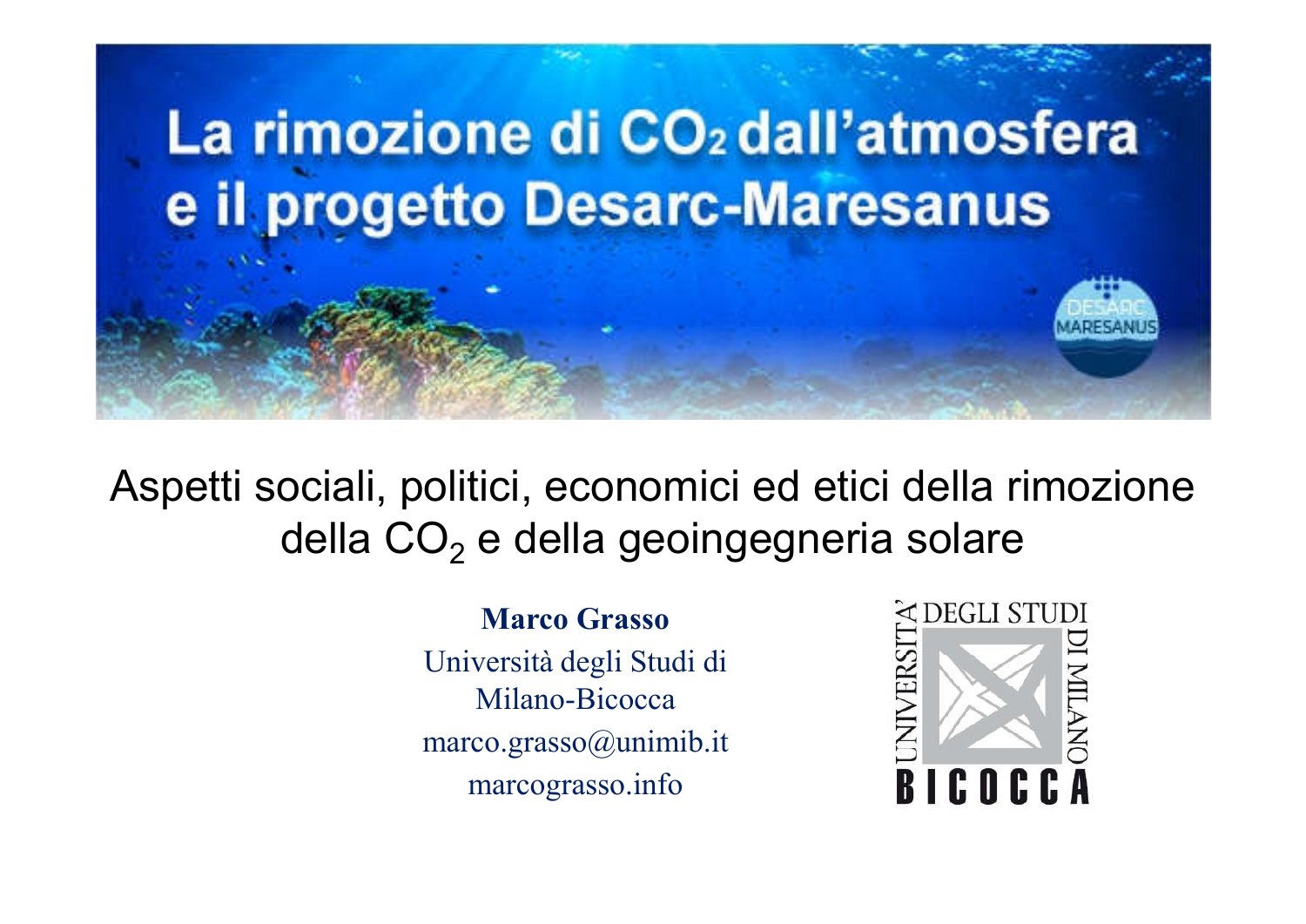# La rimozione di $CO_2$ dall'atmosfera e il progetto Desarc-Maresanus

DESARC MARESANUS

## Aspetti sociali, politici, economici ed etici della rimozione della $CO_2$ e della geoingegneria solare

**Marco Grasso**

Università degli Studi di Milano-Bicocca

marco.grasso@unimib.it

marcograsso.info

UNIVERSITA' DEGLI STUDI DI MILANO BICOCCA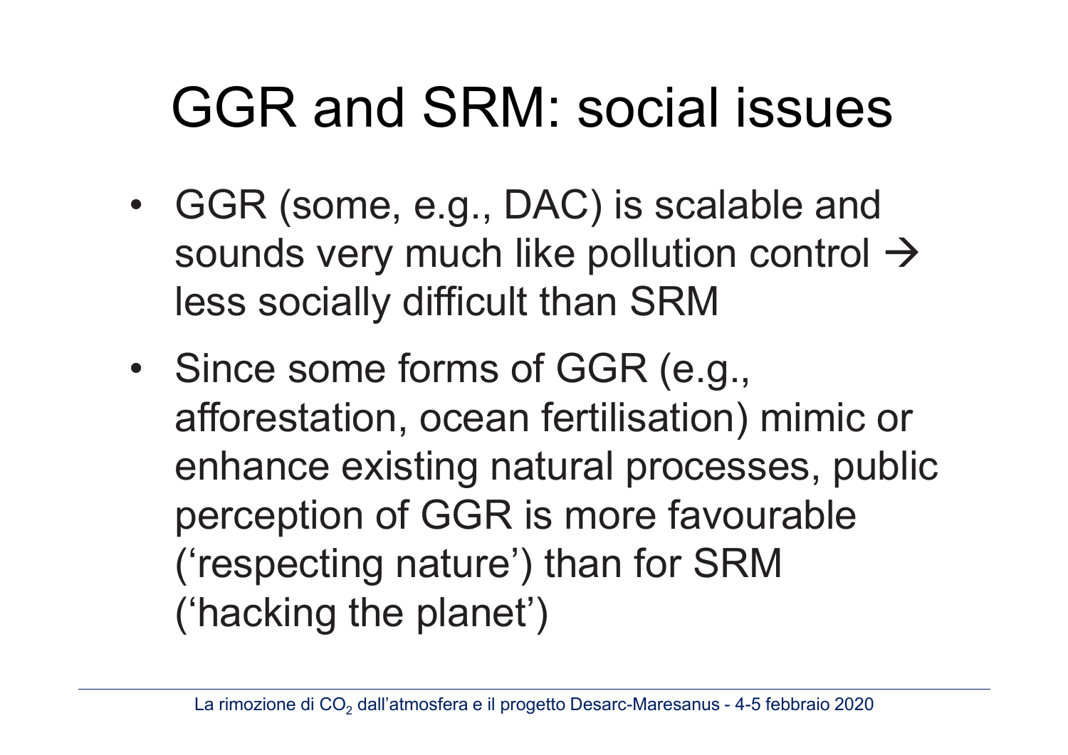# GGR and SRM: social issues

- GGR (some, e.g., DAC) is scalable and sounds very much like pollution control → less socially difficult than SRM
- Since some forms of GGR (e.g., afforestation, ocean fertilisation) mimic or enhance existing natural processes, public perception of GGR is more favourable ('respecting nature') than for SRM ('hacking the planet')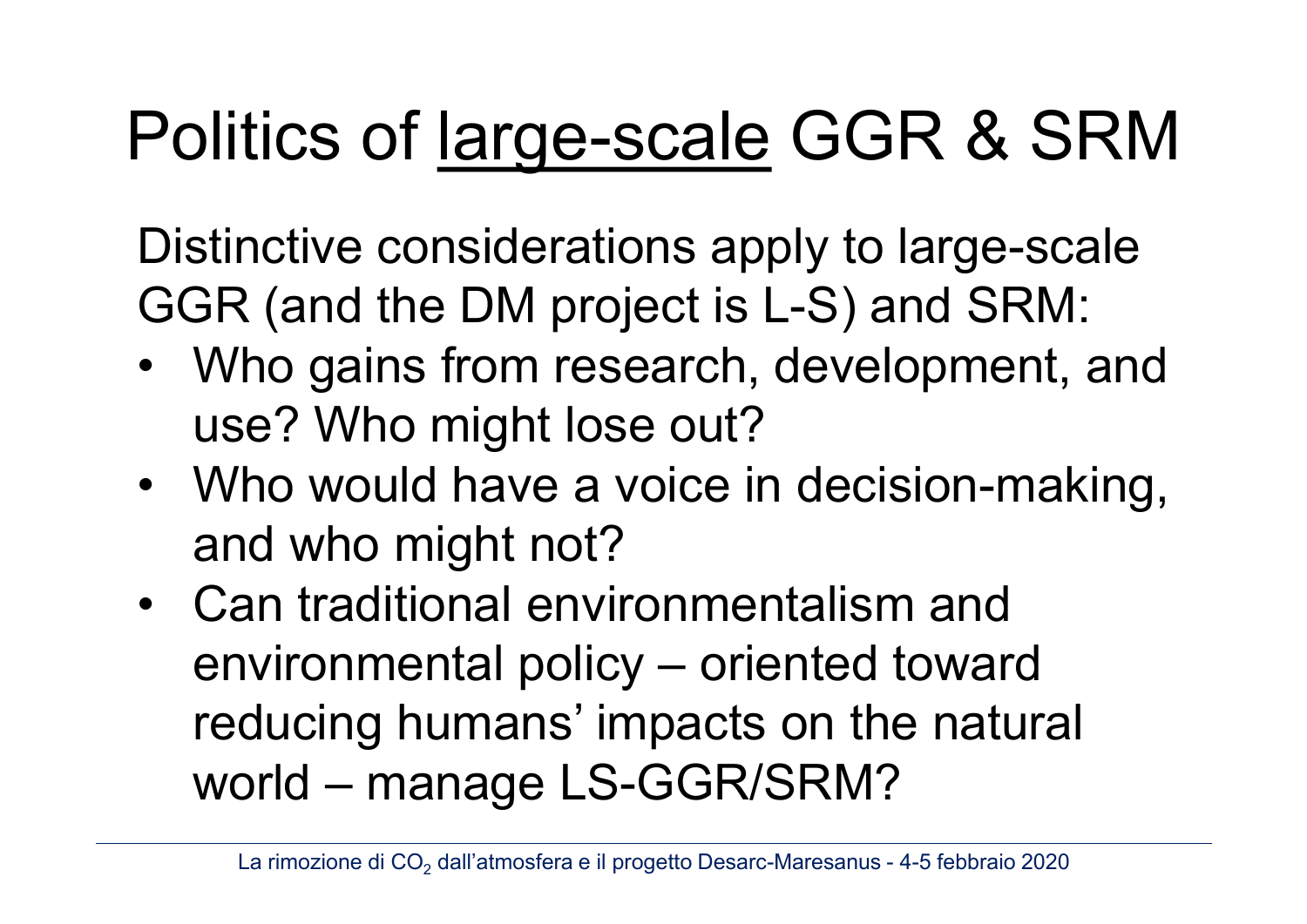# Politics of large-scale GGR & SRM

Distinctive considerations apply to large-scale GGR (and the DM project is L-S) and SRM:

- Who gains from research, development, and use? Who might lose out?
- Who would have a voice in decision-making, and who might not?
- Can traditional environmentalism and environmental policy – oriented toward reducing humans' impacts on the natural world – manage LS-GGR/SRM?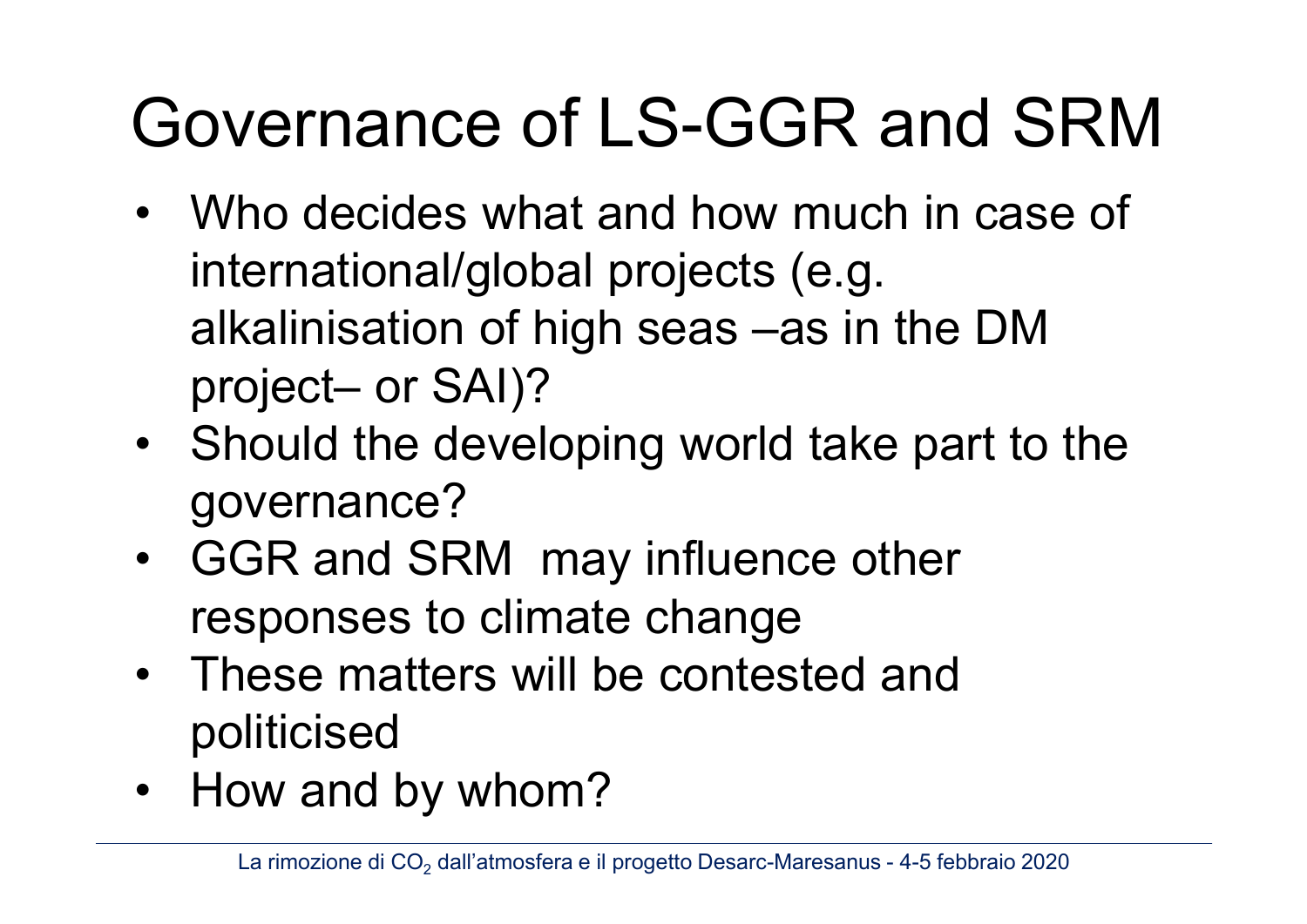# Governance of LS-GGR and SRM

- Who decides what and how much in case of international/global projects (e.g. alkalinisation of high seas –as in the DM project– or SAI)?
- Should the developing world take part to the governance?
- GGR and SRM may influence other responses to climate change
- These matters will be contested and politicised
- How and by whom?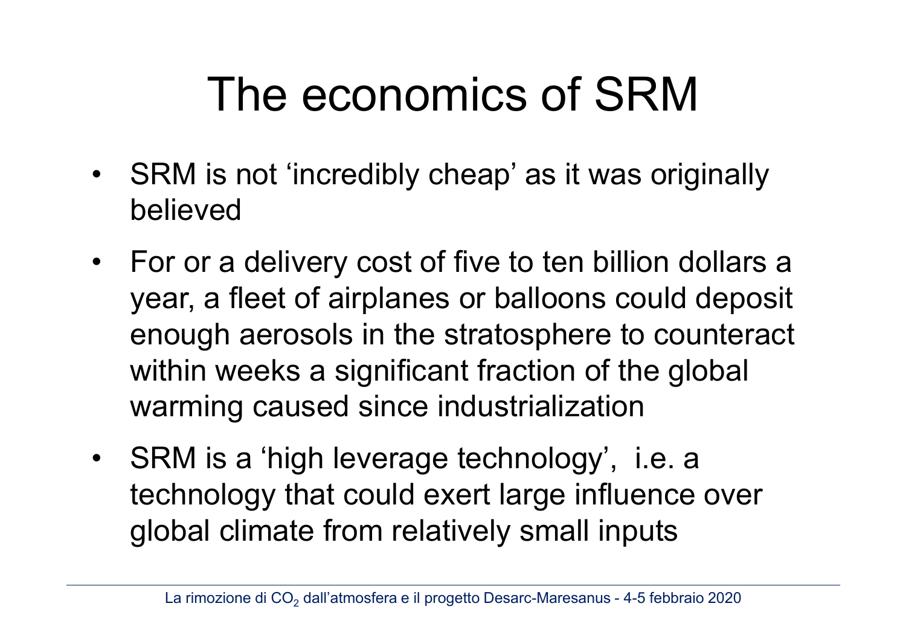# The economics of SRM

- SRM is not 'incredibly cheap' as it was originally believed
- For or a delivery cost of five to ten billion dollars a year, a fleet of airplanes or balloons could deposit enough aerosols in the stratosphere to counteract within weeks a significant fraction of the global warming caused since industrialization
- SRM is a 'high leverage technology', i.e. a technology that could exert large influence over global climate from relatively small inputs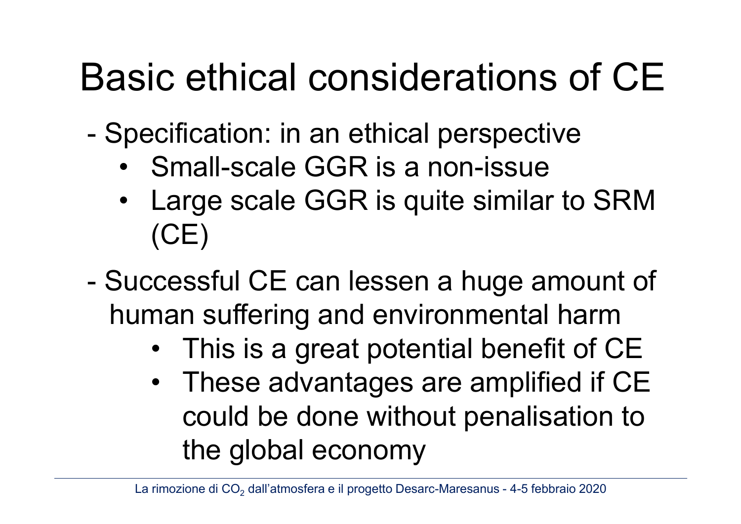# Basic ethical considerations of CE

- Specification: in an ethical perspective
  - Small-scale GGR is a non-issue
  - Large scale GGR is quite similar to SRM (CE)
- Successful CE can lessen a huge amount of human suffering and environmental harm
  - This is a great potential benefit of CE
  - These advantages are amplified if CE could be done without penalisation to the global economy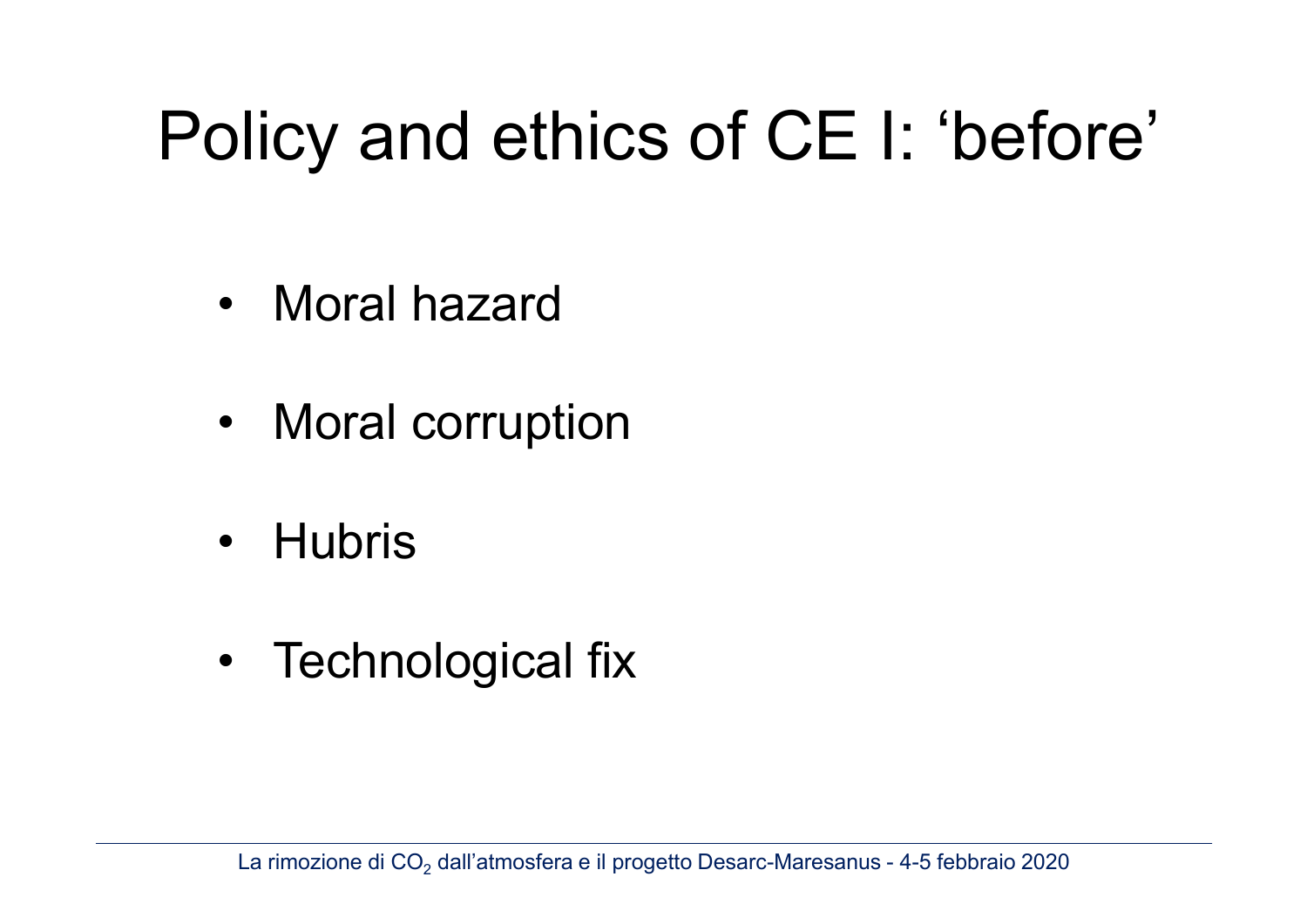# Policy and ethics of CE I: ‘before’

- Moral hazard
- Moral corruption
- Hubris
- Technological fix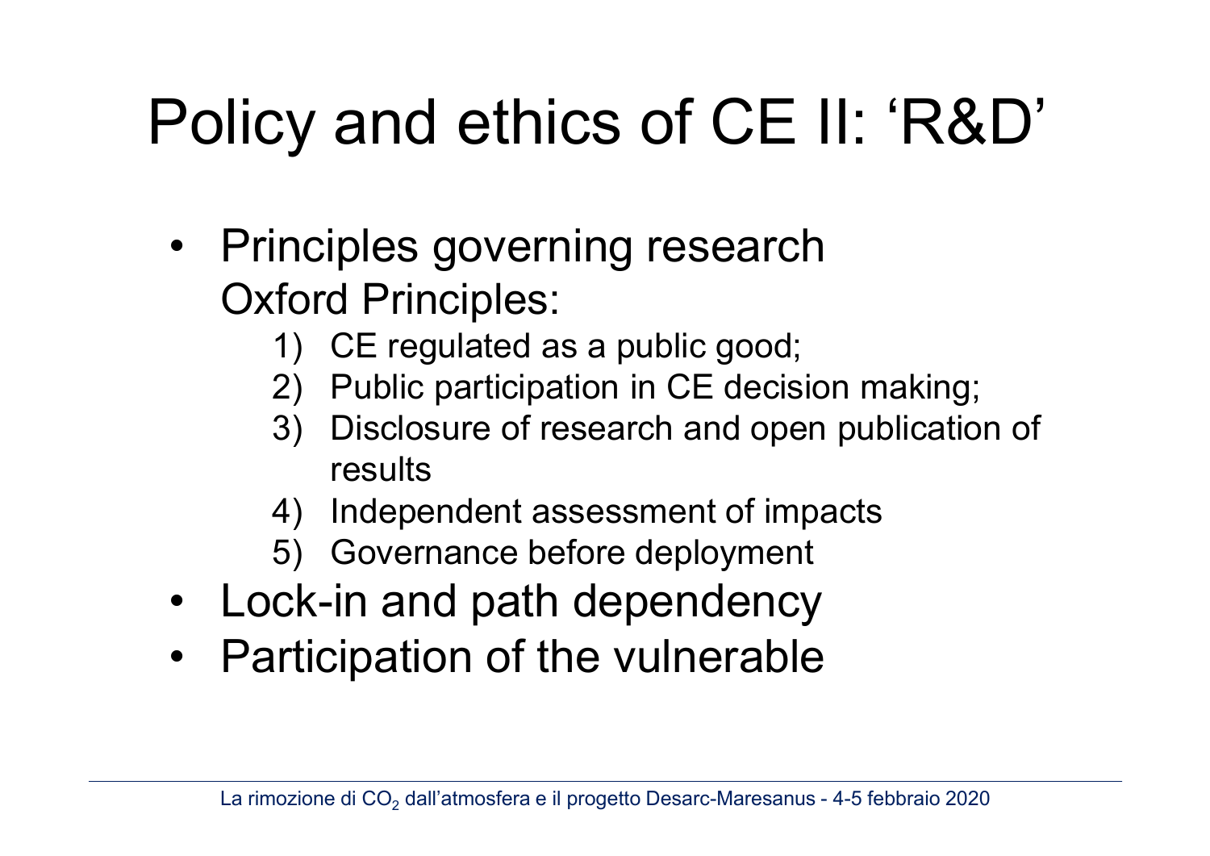# Policy and ethics of CE II: 'R&D'

- Principles governing research
  Oxford Principles:
  1) CE regulated as a public good;
  2) Public participation in CE decision making;
  3) Disclosure of research and open publication of results
  4) Independent assessment of impacts
  5) Governance before deployment
- Lock-in and path dependency
- Participation of the vulnerable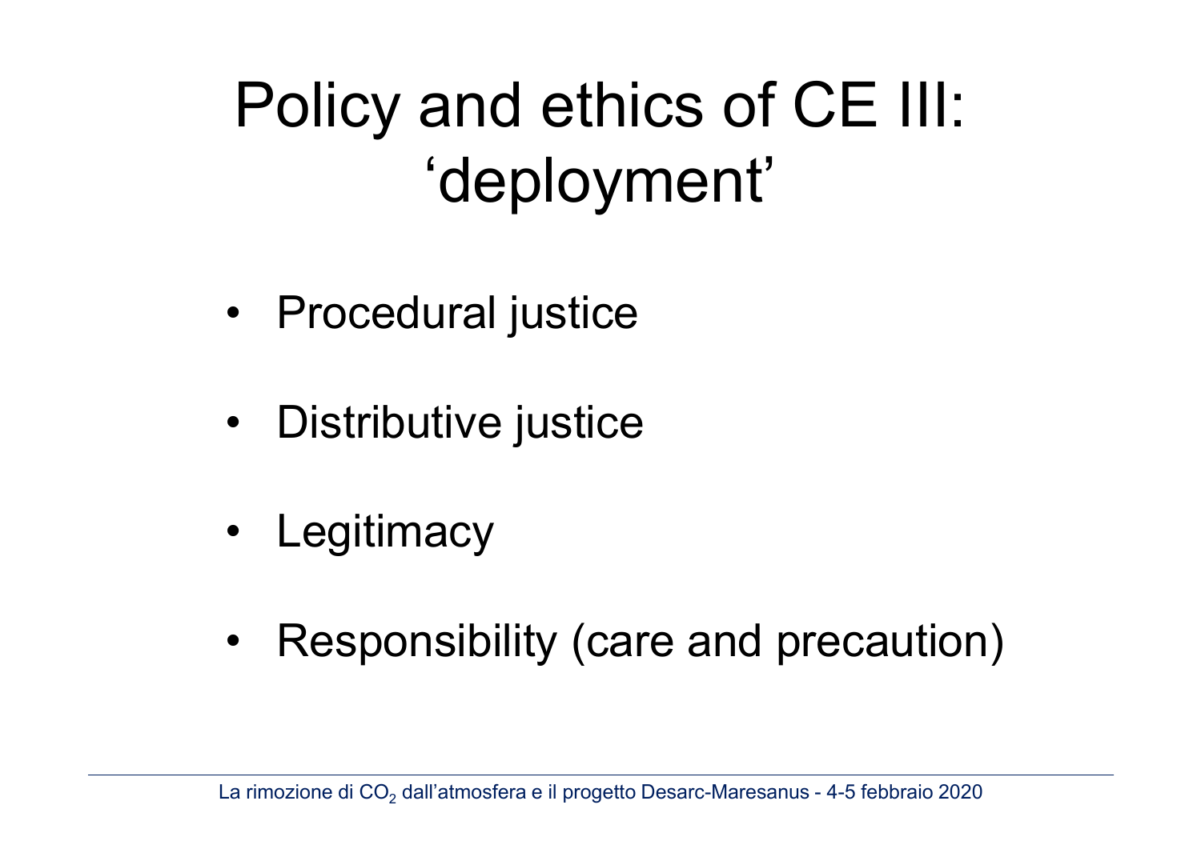# Policy and ethics of CE III: 'deployment'

- Procedural justice
- Distributive justice
- Legitimacy
- Responsibility (care and precaution)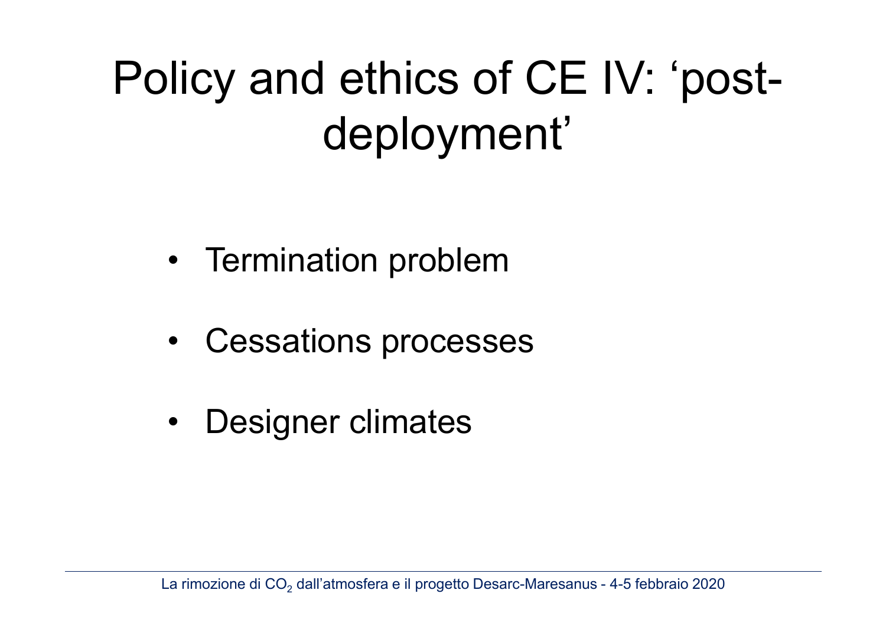# Policy and ethics of CE IV: ‘post-deployment’

- Termination problem
- Cessations processes
- Designer climates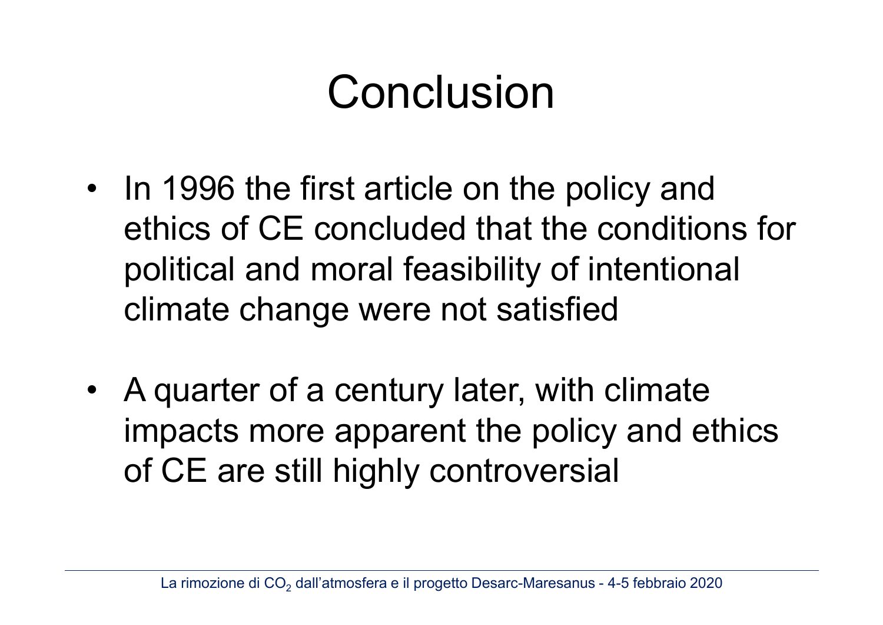# Conclusion

- In 1996 the first article on the policy and ethics of CE concluded that the conditions for political and moral feasibility of intentional climate change were not satisfied

- A quarter of a century later, with climate impacts more apparent the policy and ethics of CE are still highly controversial